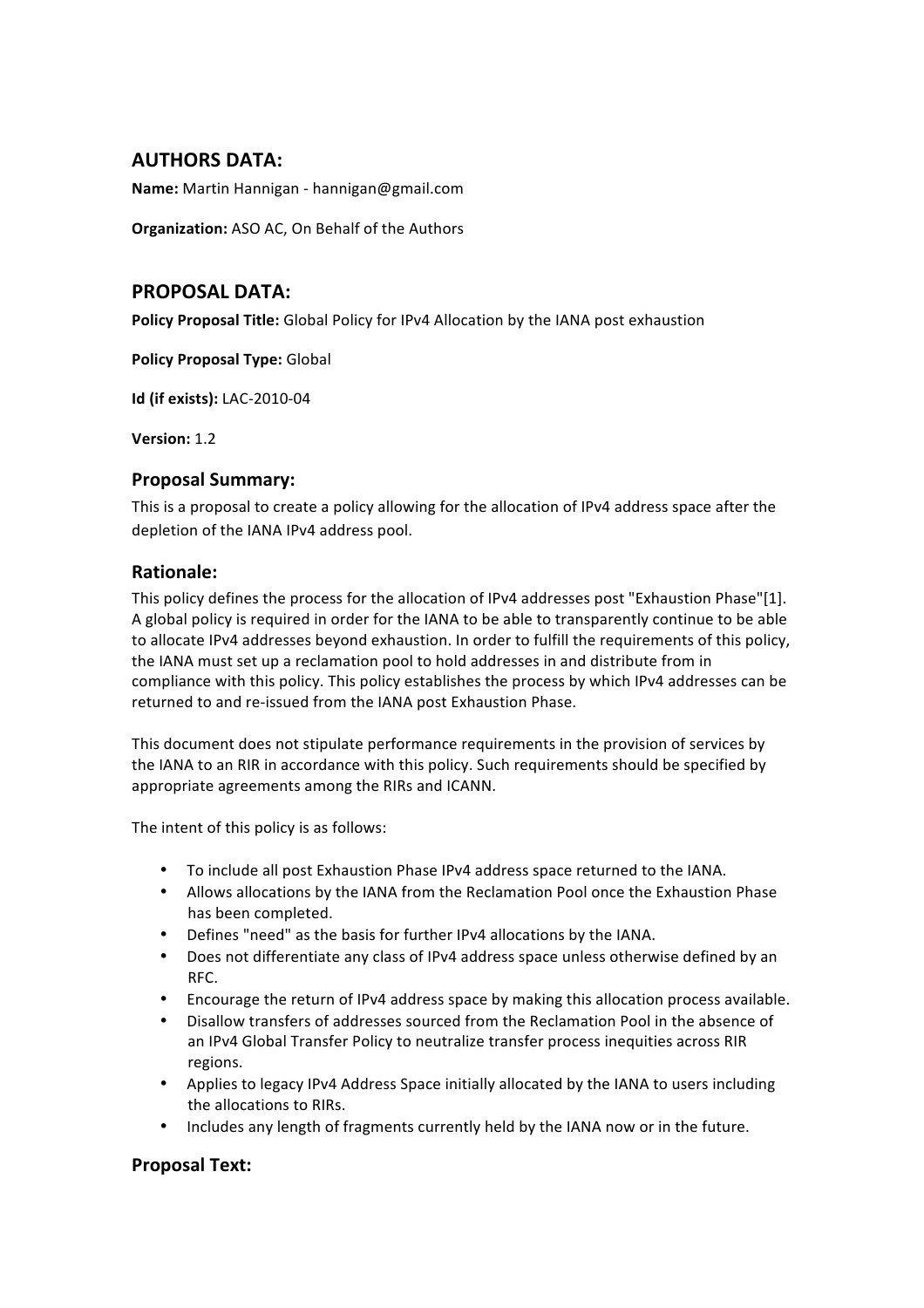## AUTHORS DATA:

**Name:** Martin Hannigan - hannigan@gmail.com

**Organization:** ASO AC, On Behalf of the Authors

## PROPOSAL DATA:

**Policy Proposal Title:** Global Policy for IPv4 Allocation by the IANA post exhaustion

**Policy Proposal Type:** Global

**Id (if exists):** LAC-2010-04

**Version:** 1.2

### Proposal Summary:

This is a proposal to create a policy allowing for the allocation of IPv4 address space after the depletion of the IANA IPv4 address pool.

### Rationale:

This policy defines the process for the allocation of IPv4 addresses post "Exhaustion Phase"[1]. A global policy is required in order for the IANA to be able to transparently continue to be able to allocate IPv4 addresses beyond exhaustion. In order to fulfill the requirements of this policy, the IANA must set up a reclamation pool to hold addresses in and distribute from in compliance with this policy. This policy establishes the process by which IPv4 addresses can be returned to and re-issued from the IANA post Exhaustion Phase.

This document does not stipulate performance requirements in the provision of services by the IANA to an RIR in accordance with this policy. Such requirements should be specified by appropriate agreements among the RIRs and ICANN.

The intent of this policy is as follows:

- To include all post Exhaustion Phase IPv4 address space returned to the IANA.
- Allows allocations by the IANA from the Reclamation Pool once the Exhaustion Phase has been completed.
- Defines "need" as the basis for further IPv4 allocations by the IANA.
- Does not differentiate any class of IPv4 address space unless otherwise defined by an RFC.
- Encourage the return of IPv4 address space by making this allocation process available.
- Disallow transfers of addresses sourced from the Reclamation Pool in the absence of an IPv4 Global Transfer Policy to neutralize transfer process inequities across RIR regions.
- Applies to legacy IPv4 Address Space initially allocated by the IANA to users including the allocations to RIRs.
- Includes any length of fragments currently held by the IANA now or in the future.

### Proposal Text: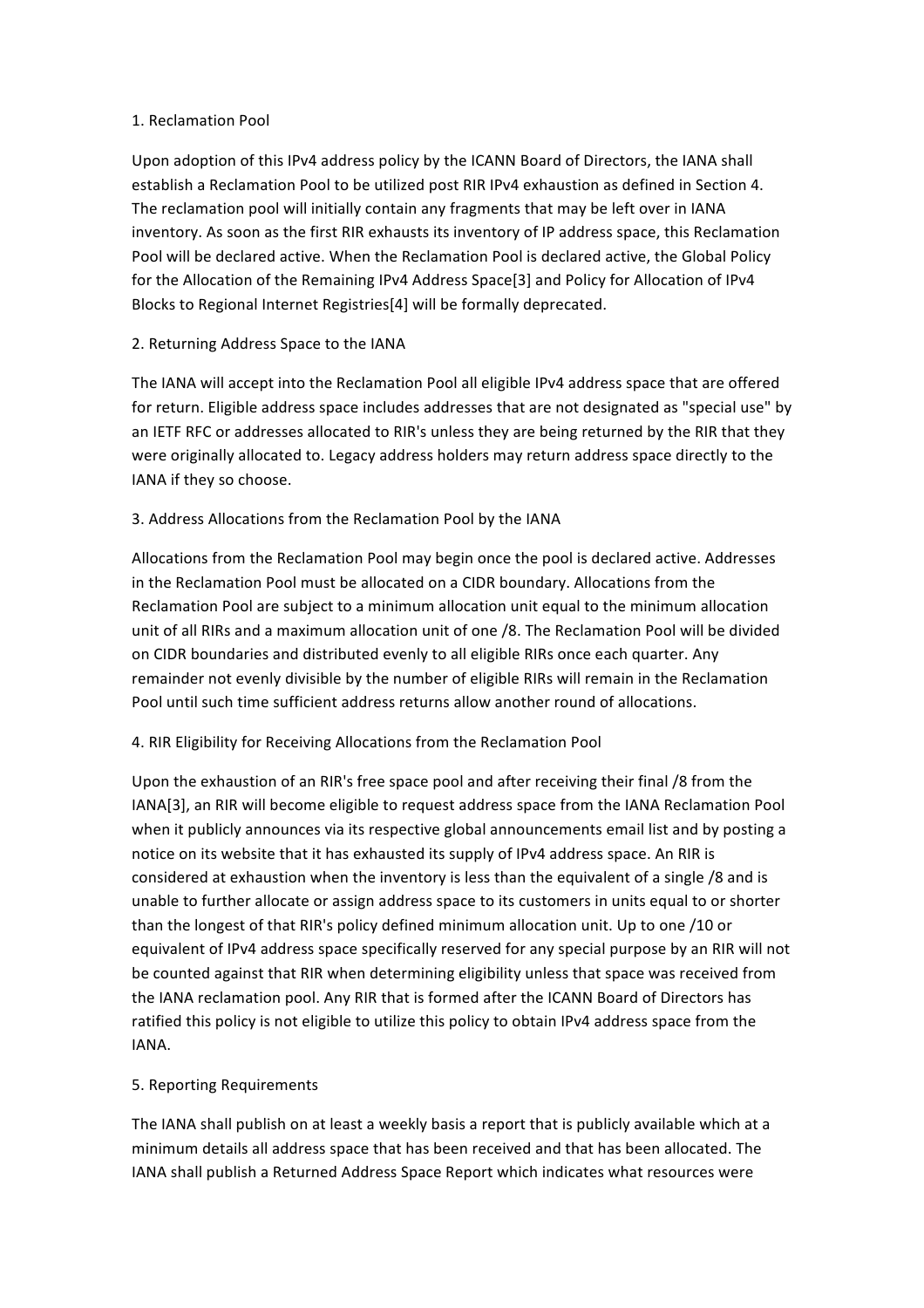1. Reclamation Pool

Upon adoption of this IPv4 address policy by the ICANN Board of Directors, the IANA shall establish a Reclamation Pool to be utilized post RIR IPv4 exhaustion as defined in Section 4. The reclamation pool will initially contain any fragments that may be left over in IANA inventory. As soon as the first RIR exhausts its inventory of IP address space, this Reclamation Pool will be declared active. When the Reclamation Pool is declared active, the Global Policy for the Allocation of the Remaining IPv4 Address Space[3] and Policy for Allocation of IPv4 Blocks to Regional Internet Registries[4] will be formally deprecated.

2. Returning Address Space to the IANA

The IANA will accept into the Reclamation Pool all eligible IPv4 address space that are offered for return. Eligible address space includes addresses that are not designated as "special use" by an IETF RFC or addresses allocated to RIR's unless they are being returned by the RIR that they were originally allocated to. Legacy address holders may return address space directly to the IANA if they so choose.

3. Address Allocations from the Reclamation Pool by the IANA

Allocations from the Reclamation Pool may begin once the pool is declared active. Addresses in the Reclamation Pool must be allocated on a CIDR boundary. Allocations from the Reclamation Pool are subject to a minimum allocation unit equal to the minimum allocation unit of all RIRs and a maximum allocation unit of one /8. The Reclamation Pool will be divided on CIDR boundaries and distributed evenly to all eligible RIRs once each quarter. Any remainder not evenly divisible by the number of eligible RIRs will remain in the Reclamation Pool until such time sufficient address returns allow another round of allocations.

4. RIR Eligibility for Receiving Allocations from the Reclamation Pool

Upon the exhaustion of an RIR's free space pool and after receiving their final /8 from the IANA[3], an RIR will become eligible to request address space from the IANA Reclamation Pool when it publicly announces via its respective global announcements email list and by posting a notice on its website that it has exhausted its supply of IPv4 address space. An RIR is considered at exhaustion when the inventory is less than the equivalent of a single /8 and is unable to further allocate or assign address space to its customers in units equal to or shorter than the longest of that RIR's policy defined minimum allocation unit. Up to one /10 or equivalent of IPv4 address space specifically reserved for any special purpose by an RIR will not be counted against that RIR when determining eligibility unless that space was received from the IANA reclamation pool. Any RIR that is formed after the ICANN Board of Directors has ratified this policy is not eligible to utilize this policy to obtain IPv4 address space from the IANA.

5. Reporting Requirements

The IANA shall publish on at least a weekly basis a report that is publicly available which at a minimum details all address space that has been received and that has been allocated. The IANA shall publish a Returned Address Space Report which indicates what resources were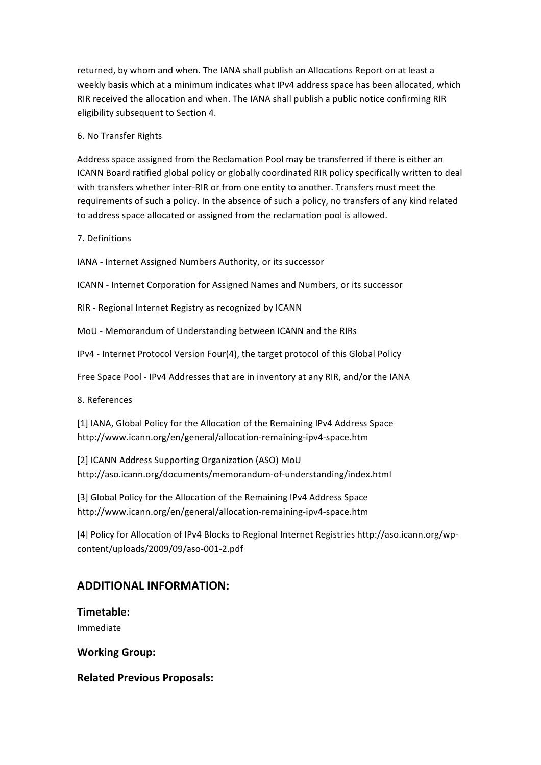returned, by whom and when. The IANA shall publish an Allocations Report on at least a weekly basis which at a minimum indicates what IPv4 address space has been allocated, which RIR received the allocation and when. The IANA shall publish a public notice confirming RIR eligibility subsequent to Section 4.

6. No Transfer Rights

Address space assigned from the Reclamation Pool may be transferred if there is either an ICANN Board ratified global policy or globally coordinated RIR policy specifically written to deal with transfers whether inter-RIR or from one entity to another. Transfers must meet the requirements of such a policy. In the absence of such a policy, no transfers of any kind related to address space allocated or assigned from the reclamation pool is allowed.

7. Definitions

IANA - Internet Assigned Numbers Authority, or its successor

ICANN - Internet Corporation for Assigned Names and Numbers, or its successor

RIR - Regional Internet Registry as recognized by ICANN

MoU - Memorandum of Understanding between ICANN and the RIRs

IPv4 - Internet Protocol Version Four(4), the target protocol of this Global Policy

Free Space Pool - IPv4 Addresses that are in inventory at any RIR, and/or the IANA

8. References

[1] IANA, Global Policy for the Allocation of the Remaining IPv4 Address Space http://www.icann.org/en/general/allocation-remaining-ipv4-space.htm

[2] ICANN Address Supporting Organization (ASO) MoU http://aso.icann.org/documents/memorandum-of-understanding/index.html

[3] Global Policy for the Allocation of the Remaining IPv4 Address Space http://www.icann.org/en/general/allocation-remaining-ipv4-space.htm

[4] Policy for Allocation of IPv4 Blocks to Regional Internet Registries http://aso.icann.org/wp-content/uploads/2009/09/aso-001-2.pdf

## ADDITIONAL INFORMATION:

### Timetable:

Immediate

### Working Group:

### Related Previous Proposals: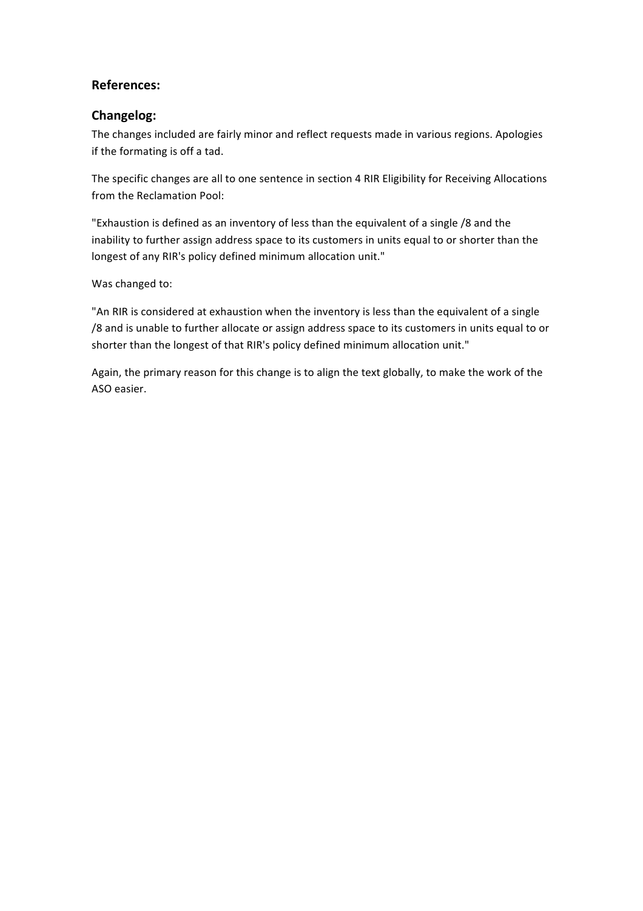## References:

## Changelog:

The changes included are fairly minor and reflect requests made in various regions. Apologies if the formating is off a tad.

The specific changes are all to one sentence in section 4 RIR Eligibility for Receiving Allocations from the Reclamation Pool:

"Exhaustion is defined as an inventory of less than the equivalent of a single /8 and the inability to further assign address space to its customers in units equal to or shorter than the longest of any RIR's policy defined minimum allocation unit."

Was changed to:

"An RIR is considered at exhaustion when the inventory is less than the equivalent of a single /8 and is unable to further allocate or assign address space to its customers in units equal to or shorter than the longest of that RIR's policy defined minimum allocation unit."

Again, the primary reason for this change is to align the text globally, to make the work of the ASO easier.